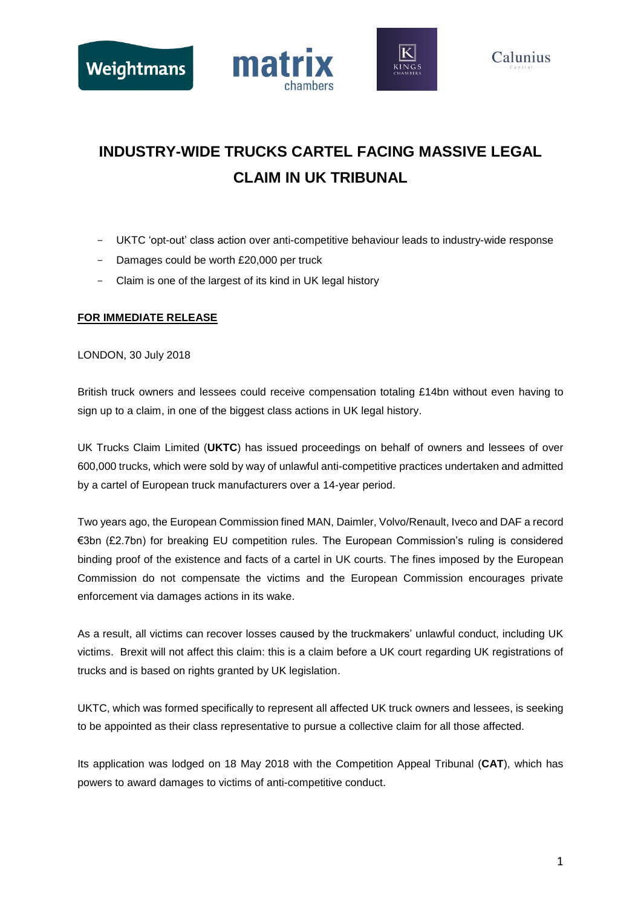# INDUSTRY-WIDE TRUCKS CARTEL FACING MASSIVE LEGAL CLAIM IN UK TRIBUNAL

- UKTC 'opt-out' class action over anti-competitive behaviour leads to industry-wide response
- Damages could be worth £20,000 per truck
- Claim is one of the largest of its kind in UK legal history

**FOR IMMEDIATE RELEASE**

LONDON, 30 July 2018

British truck owners and lessees could receive compensation totaling £14bn without even having to sign up to a claim, in one of the biggest class actions in UK legal history.

UK Trucks Claim Limited (**UKTC**) has issued proceedings on behalf of owners and lessees of over 600,000 trucks, which were sold by way of unlawful anti-competitive practices undertaken and admitted by a cartel of European truck manufacturers over a 14-year period.

Two years ago, the European Commission fined MAN, Daimler, Volvo/Renault, Iveco and DAF a record €3bn (£2.7bn) for breaking EU competition rules. The European Commission's ruling is considered binding proof of the existence and facts of a cartel in UK courts. The fines imposed by the European Commission do not compensate the victims and the European Commission encourages private enforcement via damages actions in its wake.

As a result, all victims can recover losses caused by the truckmakers' unlawful conduct, including UK victims. Brexit will not affect this claim: this is a claim before a UK court regarding UK registrations of trucks and is based on rights granted by UK legislation.

UKTC, which was formed specifically to represent all affected UK truck owners and lessees, is seeking to be appointed as their class representative to pursue a collective claim for all those affected.

Its application was lodged on 18 May 2018 with the Competition Appeal Tribunal (**CAT**), which has powers to award damages to victims of anti-competitive conduct.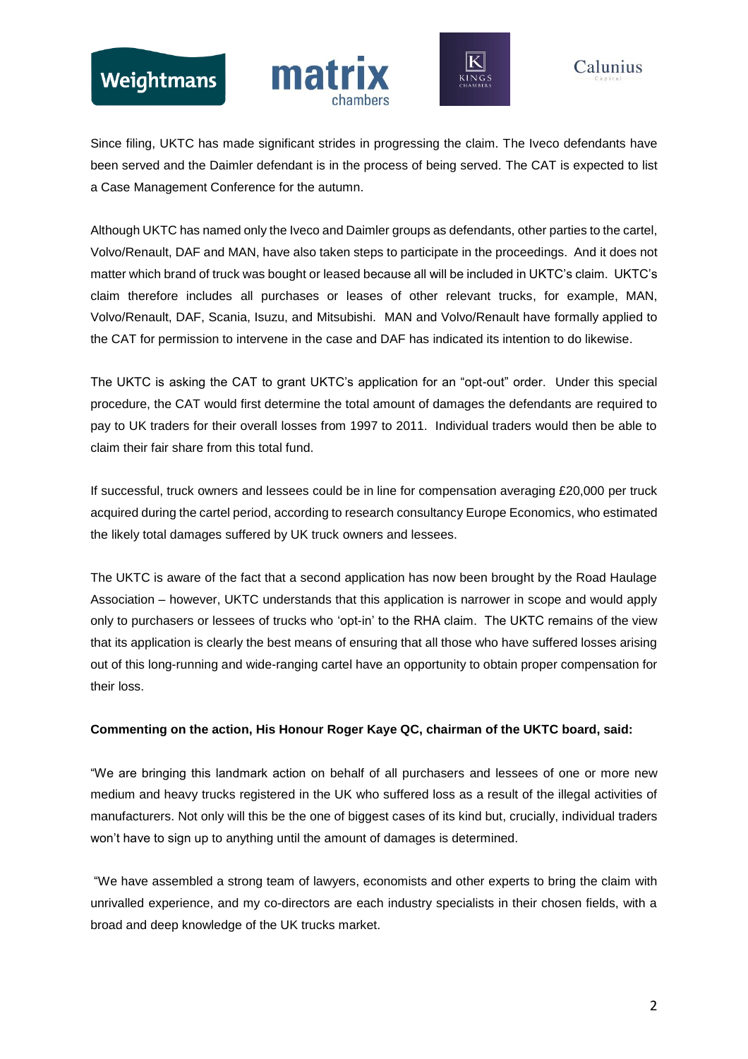Since filing, UKTC has made significant strides in progressing the claim. The Iveco defendants have been served and the Daimler defendant is in the process of being served. The CAT is expected to list a Case Management Conference for the autumn.

Although UKTC has named only the Iveco and Daimler groups as defendants, other parties to the cartel, Volvo/Renault, DAF and MAN, have also taken steps to participate in the proceedings. And it does not matter which brand of truck was bought or leased because all will be included in UKTC's claim. UKTC's claim therefore includes all purchases or leases of other relevant trucks, for example, MAN, Volvo/Renault, DAF, Scania, Isuzu, and Mitsubishi. MAN and Volvo/Renault have formally applied to the CAT for permission to intervene in the case and DAF has indicated its intention to do likewise.

The UKTC is asking the CAT to grant UKTC's application for an "opt-out" order. Under this special procedure, the CAT would first determine the total amount of damages the defendants are required to pay to UK traders for their overall losses from 1997 to 2011. Individual traders would then be able to claim their fair share from this total fund.

If successful, truck owners and lessees could be in line for compensation averaging £20,000 per truck acquired during the cartel period, according to research consultancy Europe Economics, who estimated the likely total damages suffered by UK truck owners and lessees.

The UKTC is aware of the fact that a second application has now been brought by the Road Haulage Association – however, UKTC understands that this application is narrower in scope and would apply only to purchasers or lessees of trucks who 'opt-in' to the RHA claim. The UKTC remains of the view that its application is clearly the best means of ensuring that all those who have suffered losses arising out of this long-running and wide-ranging cartel have an opportunity to obtain proper compensation for their loss.

**Commenting on the action, His Honour Roger Kaye QC, chairman of the UKTC board, said:**

"We are bringing this landmark action on behalf of all purchasers and lessees of one or more new medium and heavy trucks registered in the UK who suffered loss as a result of the illegal activities of manufacturers. Not only will this be the one of biggest cases of its kind but, crucially, individual traders won't have to sign up to anything until the amount of damages is determined.

"We have assembled a strong team of lawyers, economists and other experts to bring the claim with unrivalled experience, and my co-directors are each industry specialists in their chosen fields, with a broad and deep knowledge of the UK trucks market.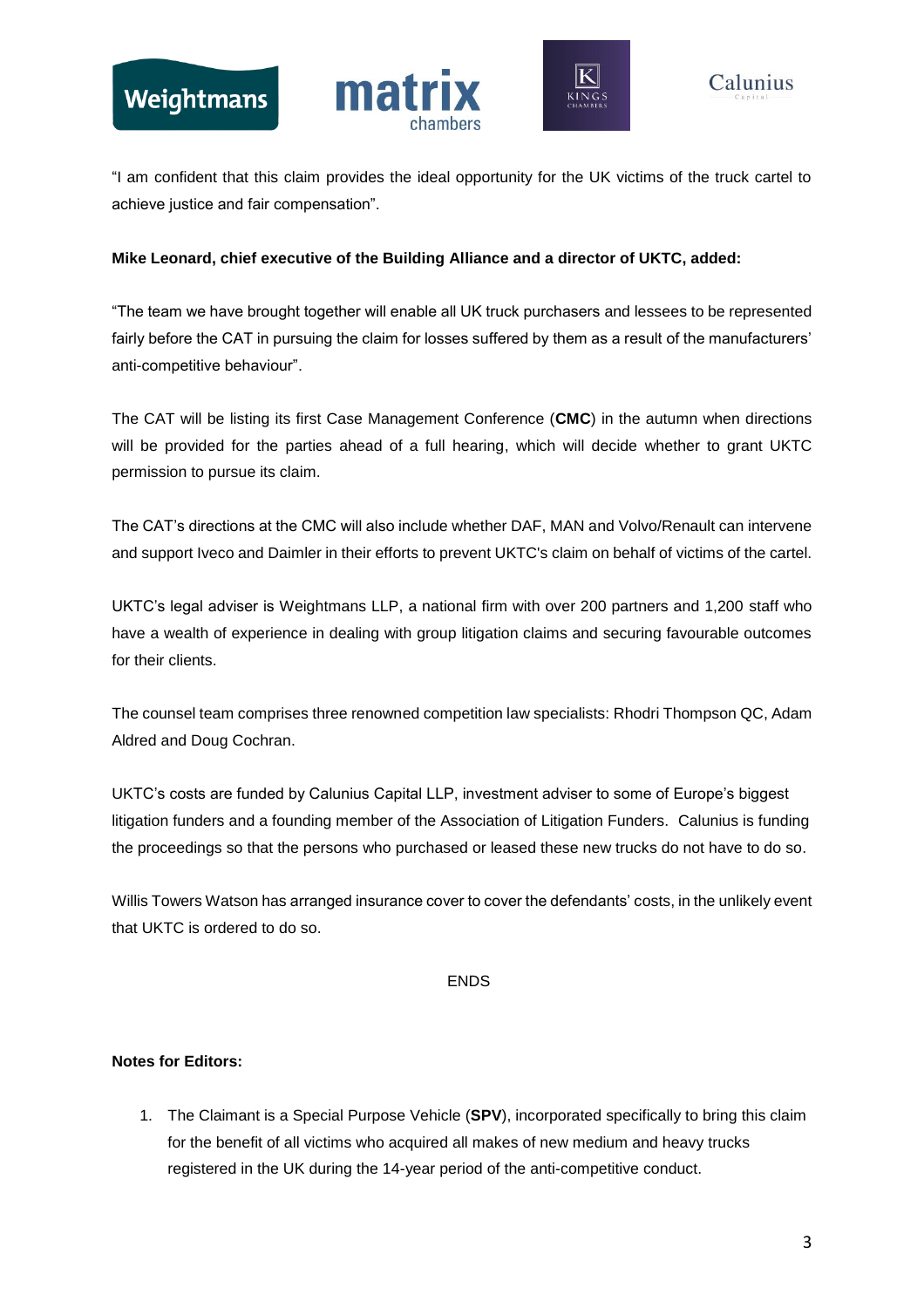"I am confident that this claim provides the ideal opportunity for the UK victims of the truck cartel to achieve justice and fair compensation".

**Mike Leonard, chief executive of the Building Alliance and a director of UKTC, added:**

"The team we have brought together will enable all UK truck purchasers and lessees to be represented fairly before the CAT in pursuing the claim for losses suffered by them as a result of the manufacturers' anti-competitive behaviour".

The CAT will be listing its first Case Management Conference (**CMC**) in the autumn when directions will be provided for the parties ahead of a full hearing, which will decide whether to grant UKTC permission to pursue its claim.

The CAT's directions at the CMC will also include whether DAF, MAN and Volvo/Renault can intervene and support Iveco and Daimler in their efforts to prevent UKTC's claim on behalf of victims of the cartel.

UKTC's legal adviser is Weightmans LLP, a national firm with over 200 partners and 1,200 staff who have a wealth of experience in dealing with group litigation claims and securing favourable outcomes for their clients.

The counsel team comprises three renowned competition law specialists: Rhodri Thompson QC, Adam Aldred and Doug Cochran.

UKTC's costs are funded by Calunius Capital LLP, investment adviser to some of Europe's biggest litigation funders and a founding member of the Association of Litigation Funders. Calunius is funding the proceedings so that the persons who purchased or leased these new trucks do not have to do so.

Willis Towers Watson has arranged insurance cover to cover the defendants' costs, in the unlikely event that UKTC is ordered to do so.

ENDS

**Notes for Editors:**

1. The Claimant is a Special Purpose Vehicle (**SPV**), incorporated specifically to bring this claim for the benefit of all victims who acquired all makes of new medium and heavy trucks registered in the UK during the 14-year period of the anti-competitive conduct.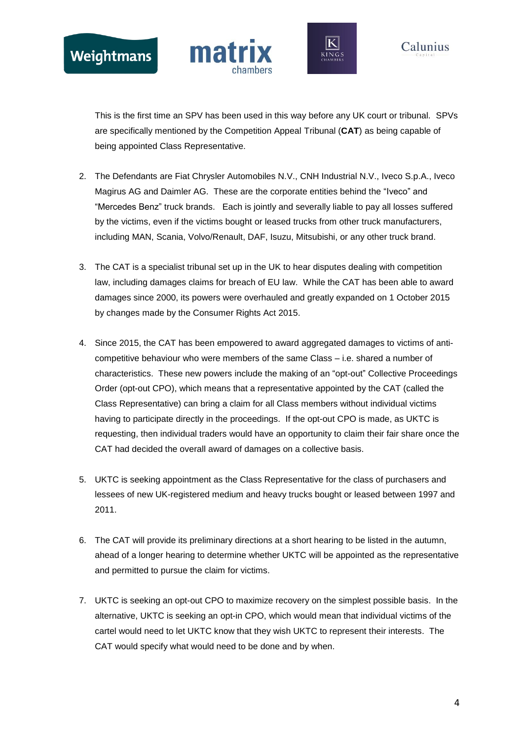This is the first time an SPV has been used in this way before any UK court or tribunal. SPVs are specifically mentioned by the Competition Appeal Tribunal (**CAT**) as being capable of being appointed Class Representative.

2. The Defendants are Fiat Chrysler Automobiles N.V., CNH Industrial N.V., Iveco S.p.A., Iveco Magirus AG and Daimler AG. These are the corporate entities behind the "Iveco" and "Mercedes Benz" truck brands. Each is jointly and severally liable to pay all losses suffered by the victims, even if the victims bought or leased trucks from other truck manufacturers, including MAN, Scania, Volvo/Renault, DAF, Isuzu, Mitsubishi, or any other truck brand.

3. The CAT is a specialist tribunal set up in the UK to hear disputes dealing with competition law, including damages claims for breach of EU law. While the CAT has been able to award damages since 2000, its powers were overhauled and greatly expanded on 1 October 2015 by changes made by the Consumer Rights Act 2015.

4. Since 2015, the CAT has been empowered to award aggregated damages to victims of anti-competitive behaviour who were members of the same Class – i.e. shared a number of characteristics. These new powers include the making of an "opt-out" Collective Proceedings Order (opt-out CPO), which means that a representative appointed by the CAT (called the Class Representative) can bring a claim for all Class members without individual victims having to participate directly in the proceedings. If the opt-out CPO is made, as UKTC is requesting, then individual traders would have an opportunity to claim their fair share once the CAT had decided the overall award of damages on a collective basis.

5. UKTC is seeking appointment as the Class Representative for the class of purchasers and lessees of new UK-registered medium and heavy trucks bought or leased between 1997 and 2011.

6. The CAT will provide its preliminary directions at a short hearing to be listed in the autumn, ahead of a longer hearing to determine whether UKTC will be appointed as the representative and permitted to pursue the claim for victims.

7. UKTC is seeking an opt-out CPO to maximize recovery on the simplest possible basis. In the alternative, UKTC is seeking an opt-in CPO, which would mean that individual victims of the cartel would need to let UKTC know that they wish UKTC to represent their interests. The CAT would specify what would need to be done and by when.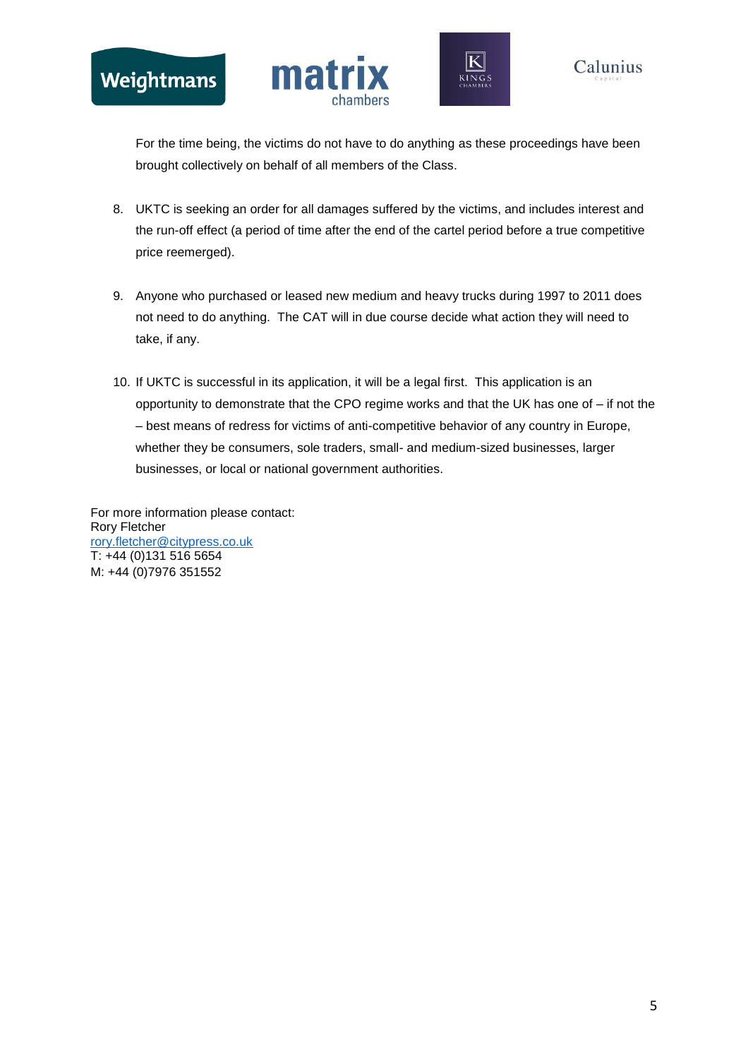For the time being, the victims do not have to do anything as these proceedings have been brought collectively on behalf of all members of the Class.

8. UKTC is seeking an order for all damages suffered by the victims, and includes interest and the run-off effect (a period of time after the end of the cartel period before a true competitive price reemerged).

9. Anyone who purchased or leased new medium and heavy trucks during 1997 to 2011 does not need to do anything. The CAT will in due course decide what action they will need to take, if any.

10. If UKTC is successful in its application, it will be a legal first. This application is an opportunity to demonstrate that the CPO regime works and that the UK has one of – if not the – best means of redress for victims of anti-competitive behavior of any country in Europe, whether they be consumers, sole traders, small- and medium-sized businesses, larger businesses, or local or national government authorities.

For more information please contact:
Rory Fletcher
rory.fletcher@citypress.co.uk
T: +44 (0)131 516 5654
M: +44 (0)7976 351552